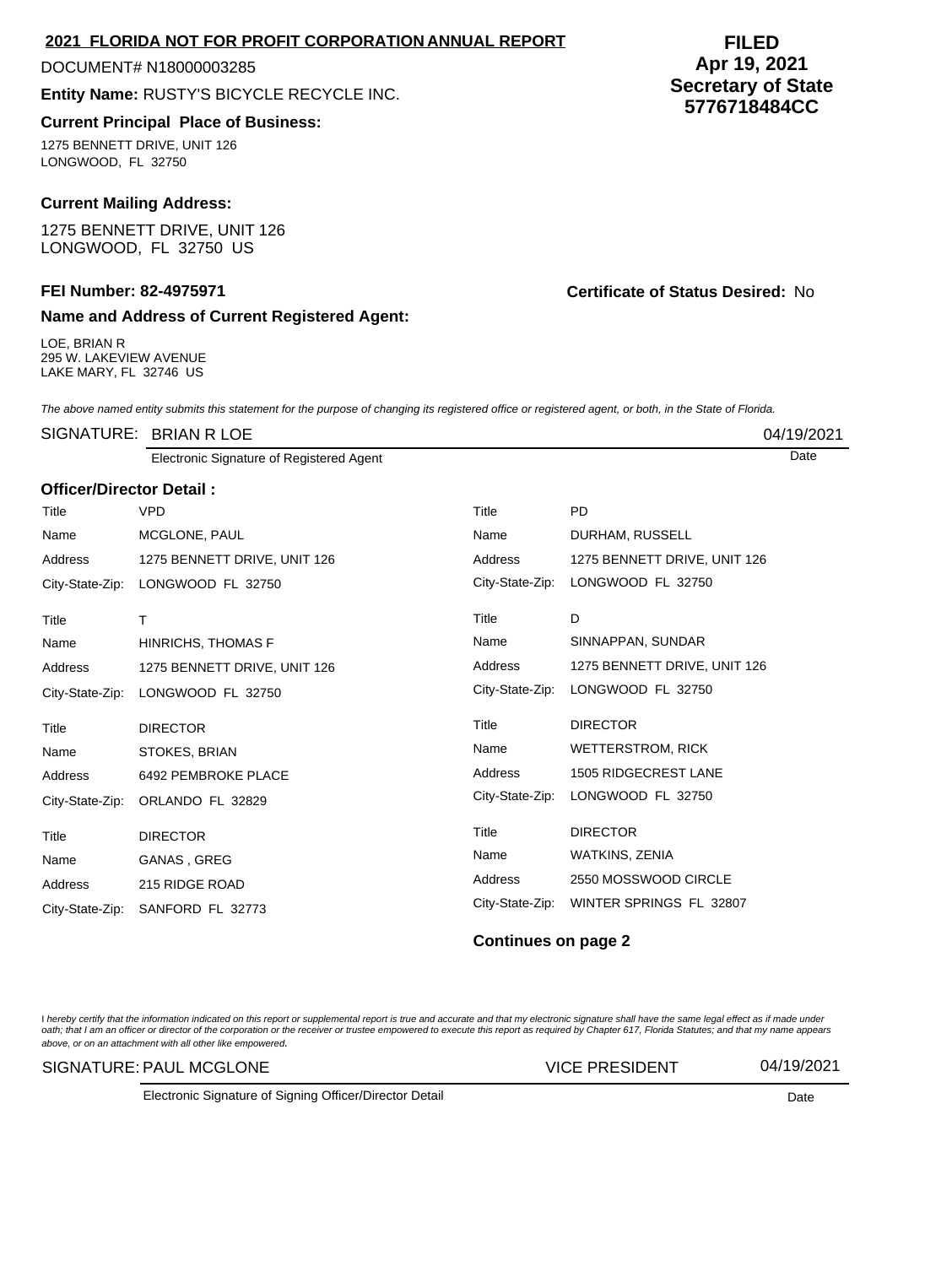## 2021 FLORIDA NOT FOR PROFIT CORPORATION ANNUAL REPORT

**FILED**
**Apr 19, 2021**
**Secretary of State**
**5776718484CC**

DOCUMENT# N18000003285

**Entity Name:** RUSTY'S BICYCLE RECYCLE INC.

**Current Principal Place of Business:**

1275 BENNETT DRIVE, UNIT 126
LONGWOOD, FL 32750

**Current Mailing Address:**

1275 BENNETT DRIVE, UNIT 126
LONGWOOD, FL 32750 US

**FEI Number: 82-4975971**

**Certificate of Status Desired:** No

**Name and Address of Current Registered Agent:**

LOE, BRIAN R
295 W. LAKEVIEW AVENUE
LAKE MARY, FL 32746 US

*The above named entity submits this statement for the purpose of changing its registered office or registered agent, or both, in the State of Florida.*

SIGNATURE: BRIAN R LOE — 04/19/2021

Electronic Signature of Registered Agent — Date

**Officer/Director Detail :**

| | | | |
|---|---|---|---|
| Title | VPD | Title | PD |
| Name | MCGLONE, PAUL | Name | DURHAM, RUSSELL |
| Address | 1275 BENNETT DRIVE, UNIT 126 | Address | 1275 BENNETT DRIVE, UNIT 126 |
| City-State-Zip: | LONGWOOD FL 32750 | City-State-Zip: | LONGWOOD FL 32750 |
| Title | T | Title | D |
| Name | HINRICHS, THOMAS F | Name | SINNAPPAN, SUNDAR |
| Address | 1275 BENNETT DRIVE, UNIT 126 | Address | 1275 BENNETT DRIVE, UNIT 126 |
| City-State-Zip: | LONGWOOD FL 32750 | City-State-Zip: | LONGWOOD FL 32750 |
| Title | DIRECTOR | Title | DIRECTOR |
| Name | STOKES, BRIAN | Name | WETTERSTROM, RICK |
| Address | 6492 PEMBROKE PLACE | Address | 1505 RIDGECREST LANE |
| City-State-Zip: | ORLANDO FL 32829 | City-State-Zip: | LONGWOOD FL 32750 |
| Title | DIRECTOR | Title | DIRECTOR |
| Name | GANAS , GREG | Name | WATKINS, ZENIA |
| Address | 215 RIDGE ROAD | Address | 2550 MOSSWOOD CIRCLE |
| City-State-Zip: | SANFORD FL 32773 | City-State-Zip: | WINTER SPRINGS FL 32807 |

**Continues on page 2**

*I hereby certify that the information indicated on this report or supplemental report is true and accurate and that my electronic signature shall have the same legal effect as if made under oath; that I am an officer or director of the corporation or the receiver or trustee empowered to execute this report as required by Chapter 617, Florida Statutes; and that my name appears above, or on an attachment with all other like empowered.*

SIGNATURE: PAUL MCGLONE — VICE PRESIDENT — 04/19/2021

Electronic Signature of Signing Officer/Director Detail — Date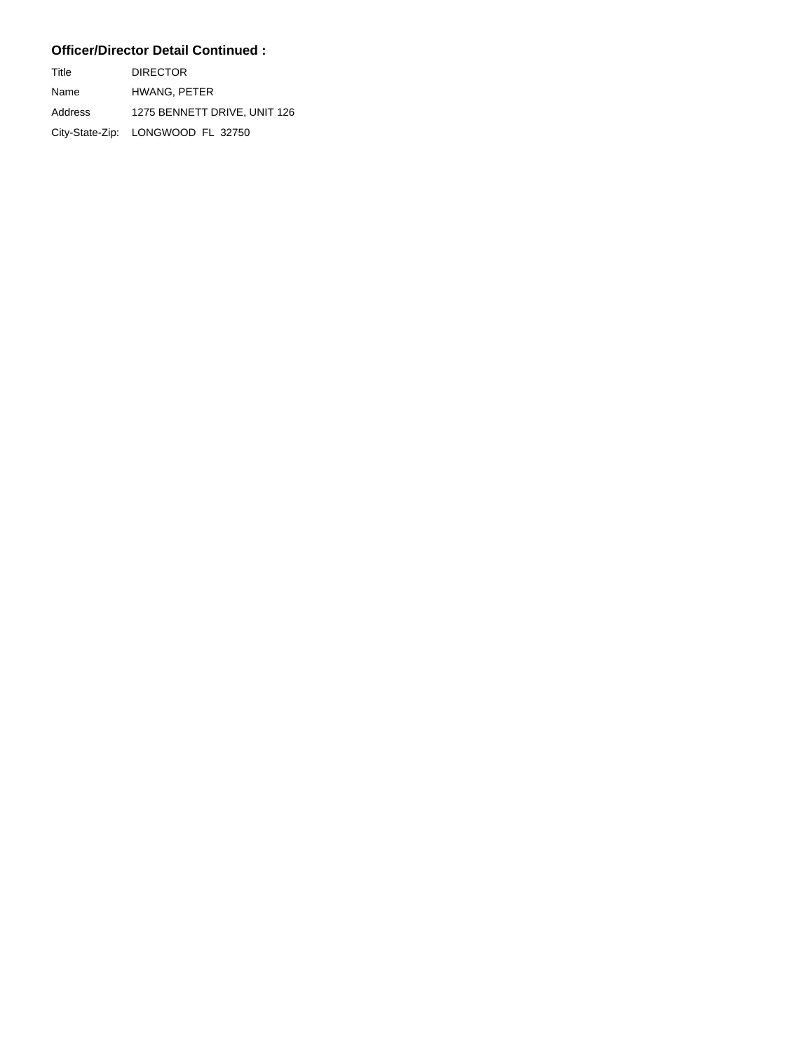## Officer/Director Detail Continued :

| | |
|---|---|
| Title | DIRECTOR |
| Name | HWANG, PETER |
| Address | 1275 BENNETT DRIVE, UNIT 126 |
| City-State-Zip: | LONGWOOD FL 32750 |